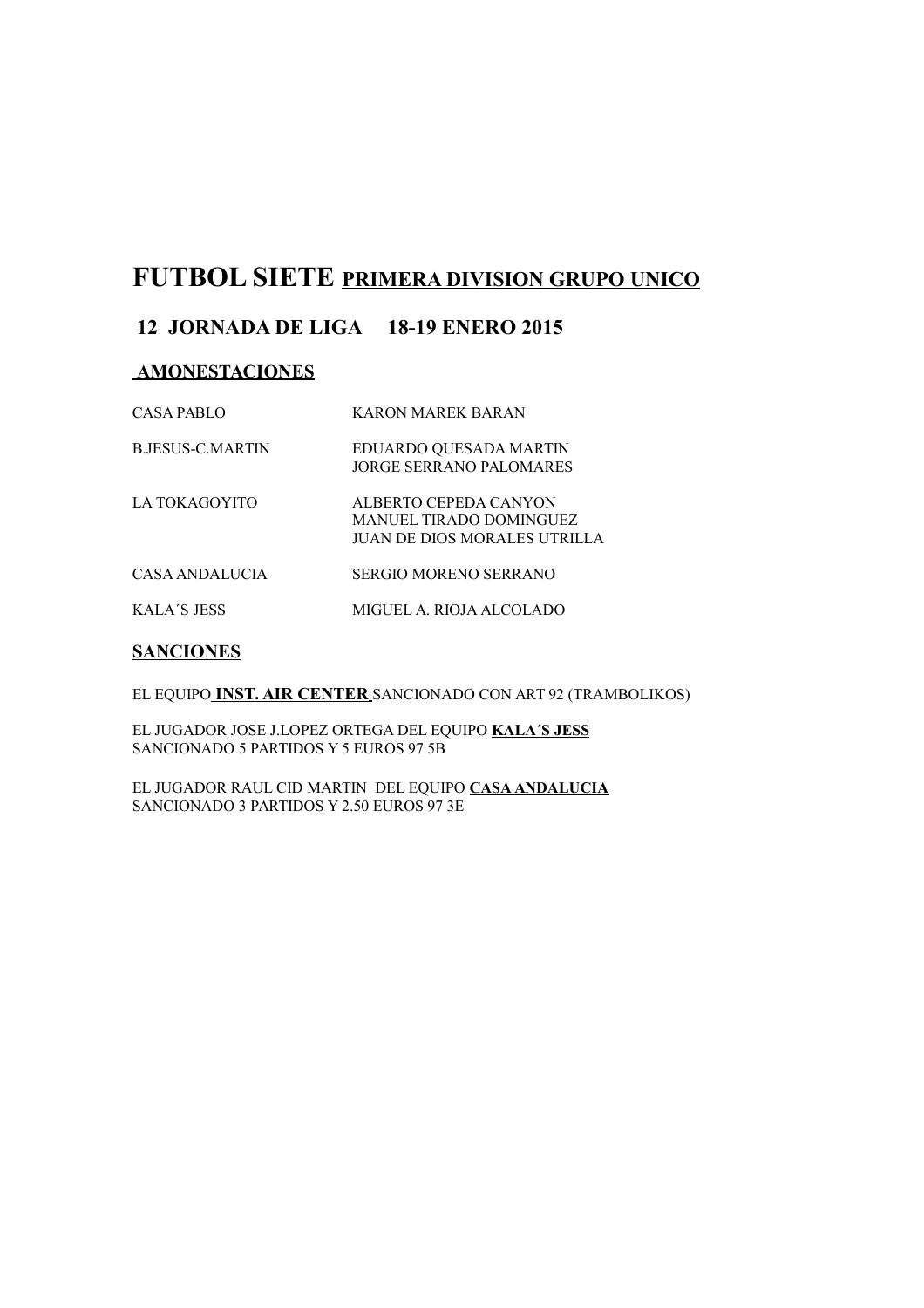# FUTBOL SIETE <u>PRIMERA DIVISION GRUPO UNICO</u>

## 12 JORNADA DE LIGA 18-19 ENERO 2015

### AMONESTACIONES

| | |
|---|---|
| CASA PABLO | KARON MAREK BARAN |
| B.JESUS-C.MARTIN | EDUARDO QUESADA MARTIN<br>JORGE SERRANO PALOMARES |
| LA TOKAGOYITO | ALBERTO CEPEDA CANYON<br>MANUEL TIRADO DOMINGUEZ<br>JUAN DE DIOS MORALES UTRILLA |
| CASA ANDALUCIA | SERGIO MORENO SERRANO |
| KALA´S JESS | MIGUEL A. RIOJA ALCOLADO |

### SANCIONES

EL EQUIPO **INST. AIR CENTER** SANCIONADO CON ART 92 (TRAMBOLIKOS)

EL JUGADOR JOSE J.LOPEZ ORTEGA DEL EQUIPO **KALA´S JESS**
SANCIONADO 5 PARTIDOS Y 5 EUROS 97 5B

EL JUGADOR RAUL CID MARTIN DEL EQUIPO **CASA ANDALUCIA**
SANCIONADO 3 PARTIDOS Y 2.50 EUROS 97 3E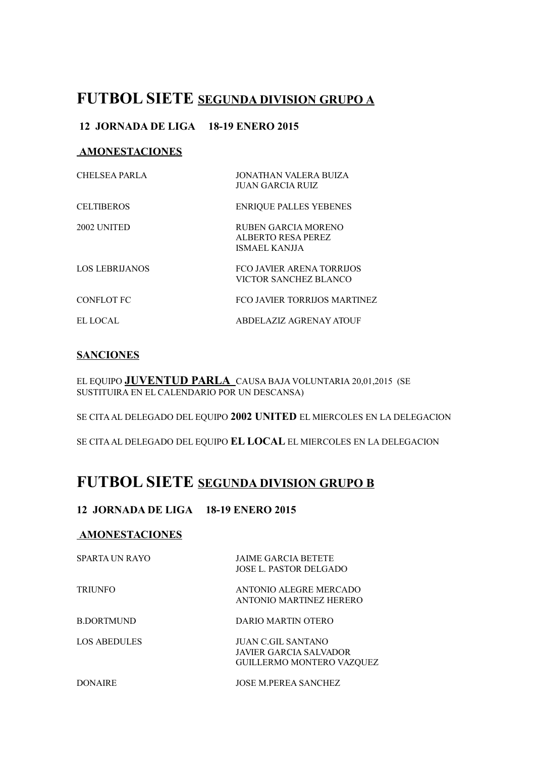# FUTBOL SIETE <u>SEGUNDA DIVISION GRUPO A</u>

**12 JORNADA DE LIGA 18-19 ENERO 2015**

## AMONESTACIONES

| | |
|---|---|
| CHELSEA PARLA | JONATHAN VALERA BUIZA<br>JUAN GARCIA RUIZ |
| CELTIBEROS | ENRIQUE PALLES YEBENES |
| 2002 UNITED | RUBEN GARCIA MORENO<br>ALBERTO RESA PEREZ<br>ISMAEL KANJJA |
| LOS LEBRIJANOS | FCO JAVIER ARENA TORRIJOS<br>VICTOR SANCHEZ BLANCO |
| CONFLOT FC | FCO JAVIER TORRIJOS MARTINEZ |
| EL LOCAL | ABDELAZIZ AGRENAY ATOUF |

## SANCIONES

EL EQUIPO **JUVENTUD PARLA** CAUSA BAJA VOLUNTARIA 20,01,2015 (SE SUSTITUIRA EN EL CALENDARIO POR UN DESCANSA)

SE CITA AL DELEGADO DEL EQUIPO **2002 UNITED** EL MIERCOLES EN LA DELEGACION

SE CITA AL DELEGADO DEL EQUIPO **EL LOCAL** EL MIERCOLES EN LA DELEGACION

# FUTBOL SIETE <u>SEGUNDA DIVISION GRUPO B</u>

**12 JORNADA DE LIGA 18-19 ENERO 2015**

## AMONESTACIONES

| | |
|---|---|
| SPARTA UN RAYO | JAIME GARCIA BETETE<br>JOSE L. PASTOR DELGADO |
| TRIUNFO | ANTONIO ALEGRE MERCADO<br>ANTONIO MARTINEZ HERERO |
| B.DORTMUND | DARIO MARTIN OTERO |
| LOS ABEDULES | JUAN C.GIL SANTANO<br>JAVIER GARCIA SALVADOR<br>GUILLERMO MONTERO VAZQUEZ |
| DONAIRE | JOSE M.PEREA SANCHEZ |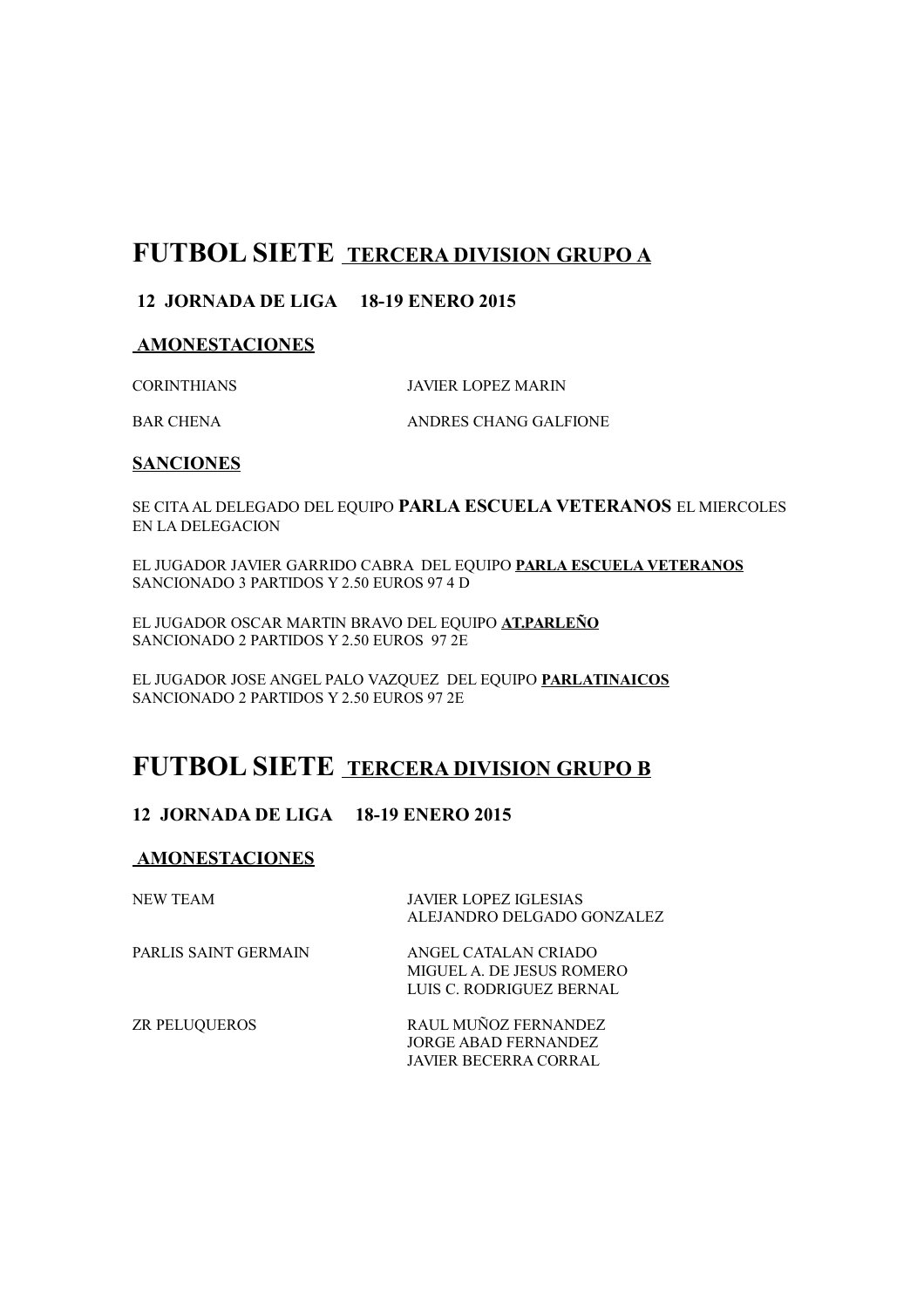# FUTBOL SIETE <u>TERCERA DIVISION GRUPO A</u>

**12 JORNADA DE LIGA 18-19 ENERO 2015**

**<u>AMONESTACIONES</u>**

| | |
|---|---|
| CORINTHIANS | JAVIER LOPEZ MARIN |
| BAR CHENA | ANDRES CHANG GALFIONE |

**<u>SANCIONES</u>**

SE CITA AL DELEGADO DEL EQUIPO **PARLA ESCUELA VETERANOS** EL MIERCOLES EN LA DELEGACION

EL JUGADOR JAVIER GARRIDO CABRA DEL EQUIPO **<u>PARLA ESCUELA VETERANOS</u>** SANCIONADO 3 PARTIDOS Y 2.50 EUROS 97 4 D

EL JUGADOR OSCAR MARTIN BRAVO DEL EQUIPO **<u>AT.PARLEÑO</u>** SANCIONADO 2 PARTIDOS Y 2.50 EUROS 97 2E

EL JUGADOR JOSE ANGEL PALO VAZQUEZ DEL EQUIPO **<u>PARLATINAICOS</u>** SANCIONADO 2 PARTIDOS Y 2.50 EUROS 97 2E

# FUTBOL SIETE <u>TERCERA DIVISION GRUPO B</u>

**12 JORNADA DE LIGA 18-19 ENERO 2015**

**<u>AMONESTACIONES</u>**

| | |
|---|---|
| NEW TEAM | JAVIER LOPEZ IGLESIAS<br>ALEJANDRO DELGADO GONZALEZ |
| PARLIS SAINT GERMAIN | ANGEL CATALAN CRIADO<br>MIGUEL A. DE JESUS ROMERO<br>LUIS C. RODRIGUEZ BERNAL |
| ZR PELUQUEROS | RAUL MUÑOZ FERNANDEZ<br>JORGE ABAD FERNANDEZ<br>JAVIER BECERRA CORRAL |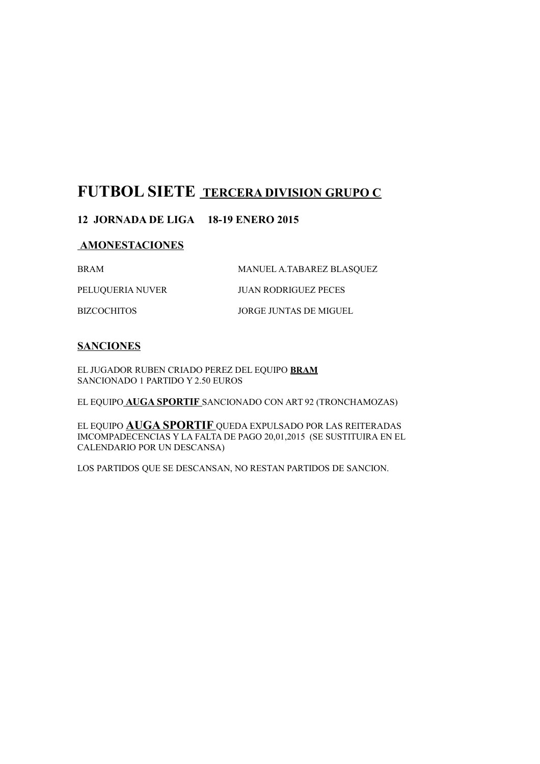# FUTBOL SIETE TERCERA DIVISION GRUPO C

### 12 JORNADA DE LIGA 18-19 ENERO 2015

## AMONESTACIONES

| | |
|---|---|
| BRAM | MANUEL A.TABAREZ BLASQUEZ |
| PELUQUERIA NUVER | JUAN RODRIGUEZ PECES |
| BIZCOCHITOS | JORGE JUNTAS DE MIGUEL |

## SANCIONES

EL JUGADOR RUBEN CRIADO PEREZ DEL EQUIPO **BRAM**
SANCIONADO 1 PARTIDO Y 2.50 EUROS

EL EQUIPO **AUGA SPORTIF** SANCIONADO CON ART 92 (TRONCHAMOZAS)

EL EQUIPO **AUGA SPORTIF** QUEDA EXPULSADO POR LAS REITERADAS IMCOMPADECENCIAS Y LA FALTA DE PAGO 20,01,2015 (SE SUSTITUIRA EN EL CALENDARIO POR UN DESCANSA)

LOS PARTIDOS QUE SE DESCANSAN, NO RESTAN PARTIDOS DE SANCION.